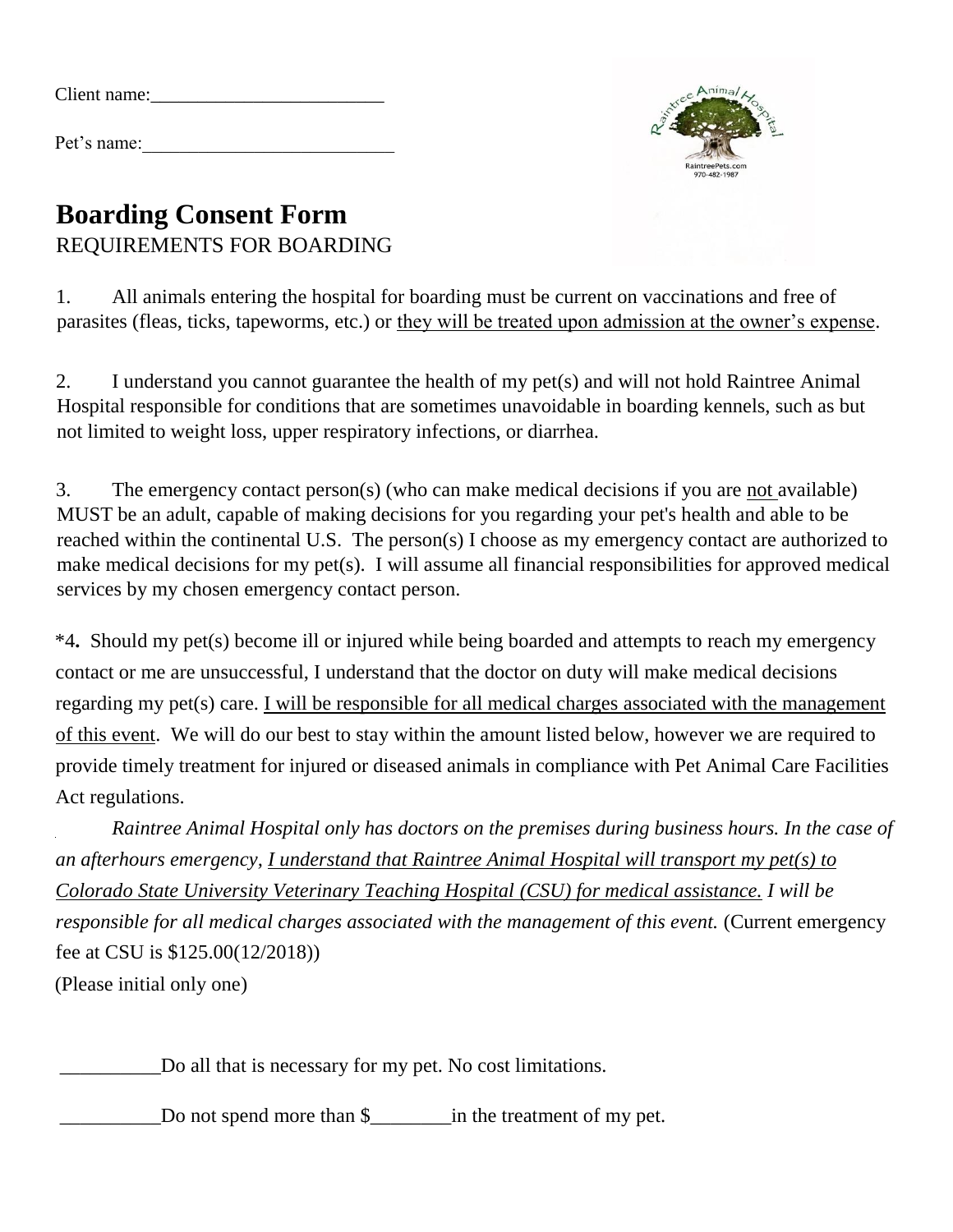Client name:_________________________

Pet's name:___________________________

# Boarding Consent Form

REQUIREMENTS FOR BOARDING

1. All animals entering the hospital for boarding must be current on vaccinations and free of parasites (fleas, ticks, tapeworms, etc.) or they will be treated upon admission at the owner's expense.

2. I understand you cannot guarantee the health of my pet(s) and will not hold Raintree Animal Hospital responsible for conditions that are sometimes unavoidable in boarding kennels, such as but not limited to weight loss, upper respiratory infections, or diarrhea.

3. The emergency contact person(s) (who can make medical decisions if you are not available) MUST be an adult, capable of making decisions for you regarding your pet's health and able to be reached within the continental U.S. The person(s) I choose as my emergency contact are authorized to make medical decisions for my pet(s). I will assume all financial responsibilities for approved medical services by my chosen emergency contact person.

*4. Should my pet(s) become ill or injured while being boarded and attempts to reach my emergency contact or me are unsuccessful, I understand that the doctor on duty will make medical decisions regarding my pet(s) care. I will be responsible for all medical charges associated with the management of this event. We will do our best to stay within the amount listed below, however we are required to provide timely treatment for injured or diseased animals in compliance with Pet Animal Care Facilities Act regulations.

*Raintree Animal Hospital only has doctors on the premises during business hours. In the case of an afterhours emergency, I understand that Raintree Animal Hospital will transport my pet(s) to Colorado State University Veterinary Teaching Hospital (CSU) for medical assistance. I will be responsible for all medical charges associated with the management of this event.* (Current emergency fee at CSU is $125.00(12/2018))

(Please initial only one)

__________Do all that is necessary for my pet. No cost limitations.

__________Do not spend more than $________in the treatment of my pet.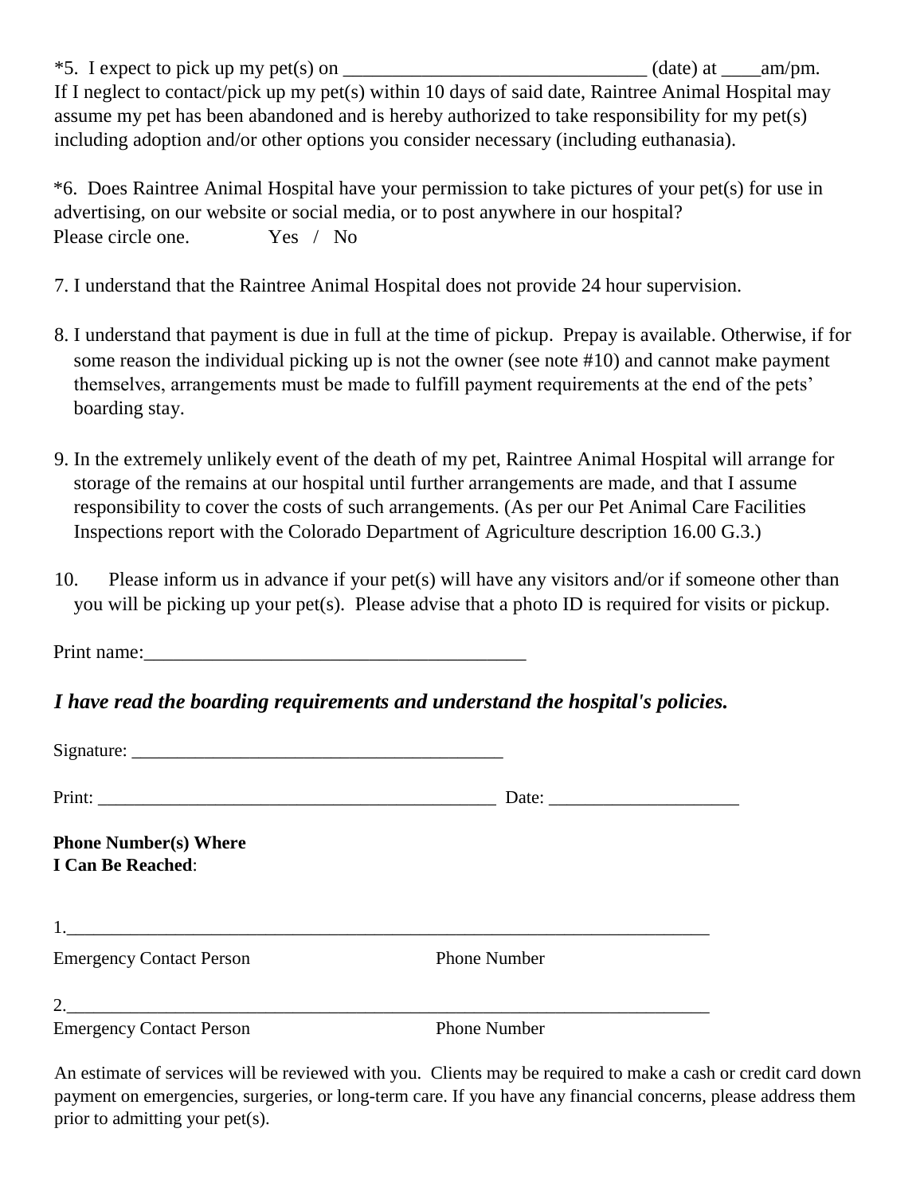*5. I expect to pick up my pet(s) on _______________________________ (date) at ____am/pm.
If I neglect to contact/pick up my pet(s) within 10 days of said date, Raintree Animal Hospital may assume my pet has been abandoned and is hereby authorized to take responsibility for my pet(s) including adoption and/or other options you consider necessary (including euthanasia).

*6. Does Raintree Animal Hospital have your permission to take pictures of your pet(s) for use in advertising, on our website or social media, or to post anywhere in our hospital?
Please circle one. Yes / No

7. I understand that the Raintree Animal Hospital does not provide 24 hour supervision.

8. I understand that payment is due in full at the time of pickup. Prepay is available. Otherwise, if for some reason the individual picking up is not the owner (see note #10) and cannot make payment themselves, arrangements must be made to fulfill payment requirements at the end of the pets' boarding stay.

9. In the extremely unlikely event of the death of my pet, Raintree Animal Hospital will arrange for storage of the remains at our hospital until further arrangements are made, and that I assume responsibility to cover the costs of such arrangements. (As per our Pet Animal Care Facilities Inspections report with the Colorado Department of Agriculture description 16.00 G.3.)

10. Please inform us in advance if your pet(s) will have any visitors and/or if someone other than you will be picking up your pet(s). Please advise that a photo ID is required for visits or pickup.

Print name:________________________________________

***I have read the boarding requirements and understand the hospital's policies.***

Signature: __________________________________________

Print: _____________________________________________ Date: _____________________

**Phone Number(s) Where**
**I Can Be Reached**:

1.___________________________________________________________________________
Emergency Contact Person Phone Number

2.___________________________________________________________________________
Emergency Contact Person Phone Number

An estimate of services will be reviewed with you. Clients may be required to make a cash or credit card down payment on emergencies, surgeries, or long-term care. If you have any financial concerns, please address them prior to admitting your pet(s).